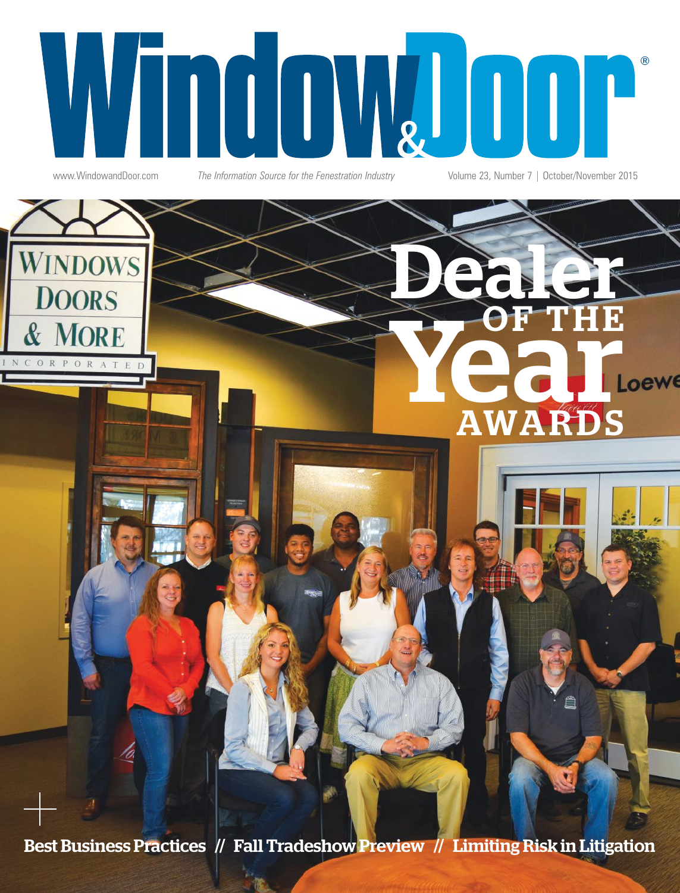# Window & Door®

www.WindowandDoor.com

*The Information Source for the Fenestration Industry*

Volume 23, Number 7 | October/November 2015

# Dealer of the Year Awards

**Best Business Practices // Fall Tradeshow Preview // Limiting Risk in Litigation**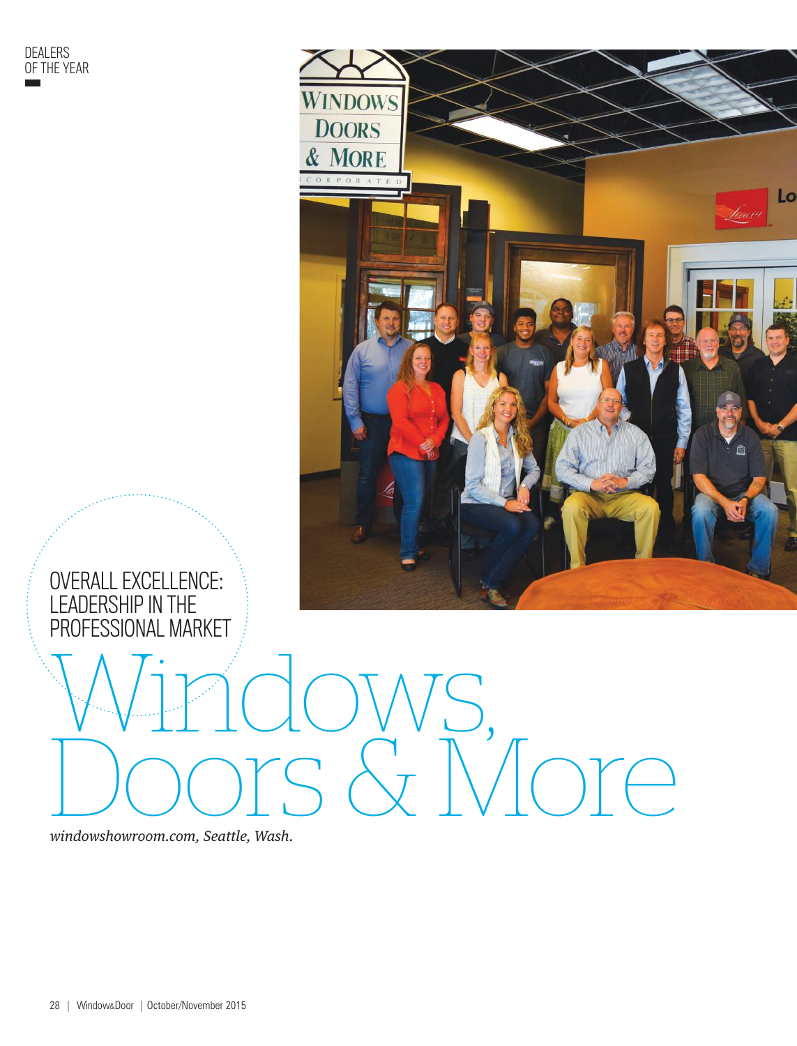DEALERS
OF THE YEAR

OVERALL EXCELLENCE: LEADERSHIP IN THE PROFESSIONAL MARKET

# Windows, Doors & More

*windowshowroom.com, Seattle, Wash.*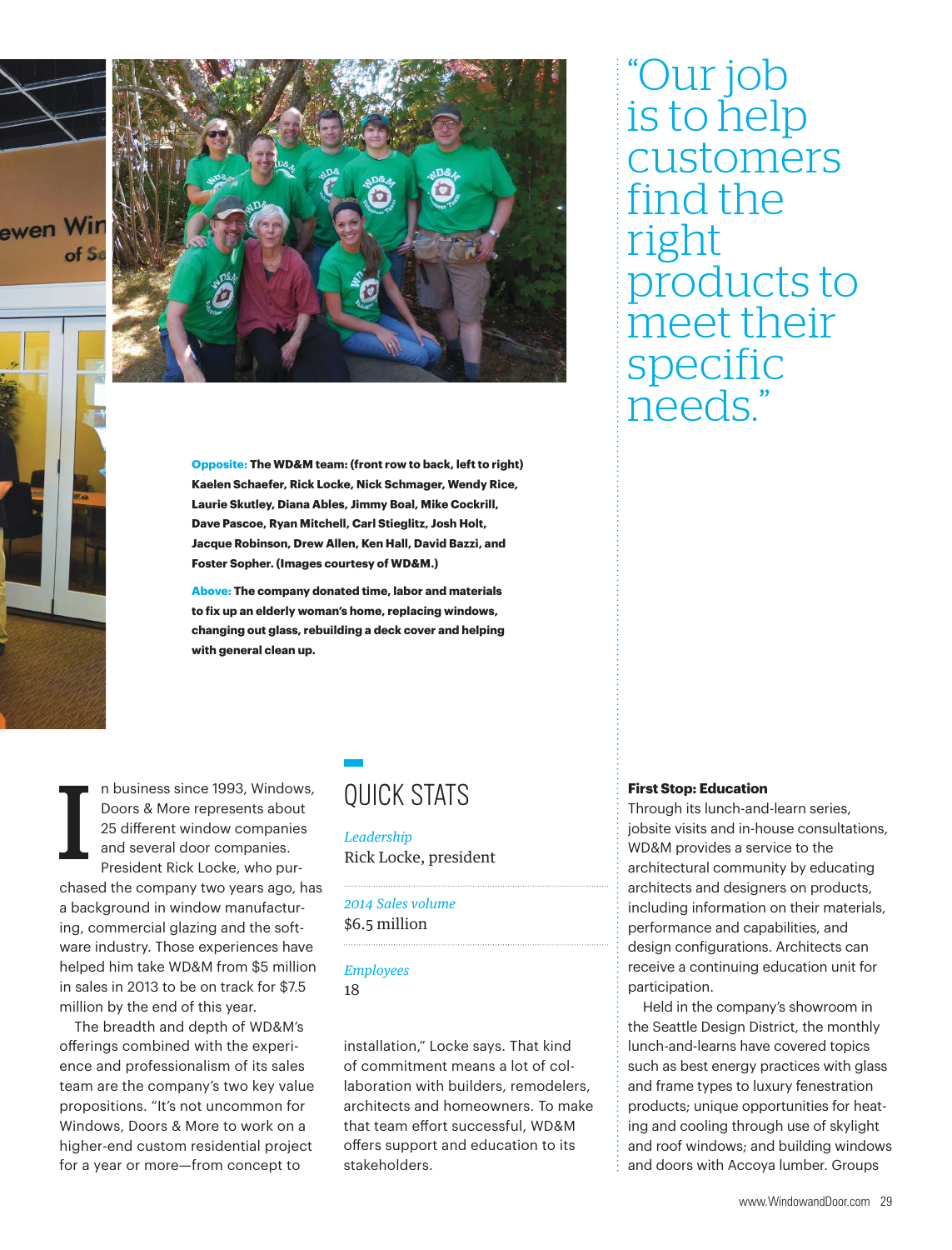**Opposite:** **The WD&M team: (front row to back, left to right) Kaelen Schaefer, Rick Locke, Nick Schmager, Wendy Rice, Laurie Skutley, Diana Ables, Jimmy Boal, Mike Cockrill, Dave Pascoe, Ryan Mitchell, Carl Stieglitz, Josh Holt, Jacque Robinson, Drew Allen, Ken Hall, David Bazzi, and Foster Sopher. (Images courtesy of WD&M.)**

**Above:** **The company donated time, labor and materials to fix up an elderly woman's home, replacing windows, changing out glass, rebuilding a deck cover and helping with general clean up.**

> "Our job is to help customers find the right products to meet their specific needs."

In business since 1993, Windows, Doors & More represents about 25 different window companies and several door companies. President Rick Locke, who purchased the company two years ago, has a background in window manufacturing, commercial glazing and the software industry. Those experiences have helped him take WD&M from $5 million in sales in 2013 to be on track for $7.5 million by the end of this year.

The breadth and depth of WD&M's offerings combined with the experience and professionalism of its sales team are the company's two key value propositions. "It's not uncommon for Windows, Doors & More to work on a higher-end custom residential project for a year or more—from concept to installation," Locke says. That kind of commitment means a lot of collaboration with builders, remodelers, architects and homeowners. To make that team effort successful, WD&M offers support and education to its stakeholders.

## QUICK STATS

*Leadership*
Rick Locke, president

*2014 Sales volume*
$6.5 million

*Employees*
18

**First Stop: Education**

Through its lunch-and-learn series, jobsite visits and in-house consultations, WD&M provides a service to the architectural community by educating architects and designers on products, including information on their materials, performance and capabilities, and design configurations. Architects can receive a continuing education unit for participation.

Held in the company's showroom in the Seattle Design District, the monthly lunch-and-learns have covered topics such as best energy practices with glass and frame types to luxury fenestration products; unique opportunities for heating and cooling through use of skylight and roof windows; and building windows and doors with Accoya lumber. Groups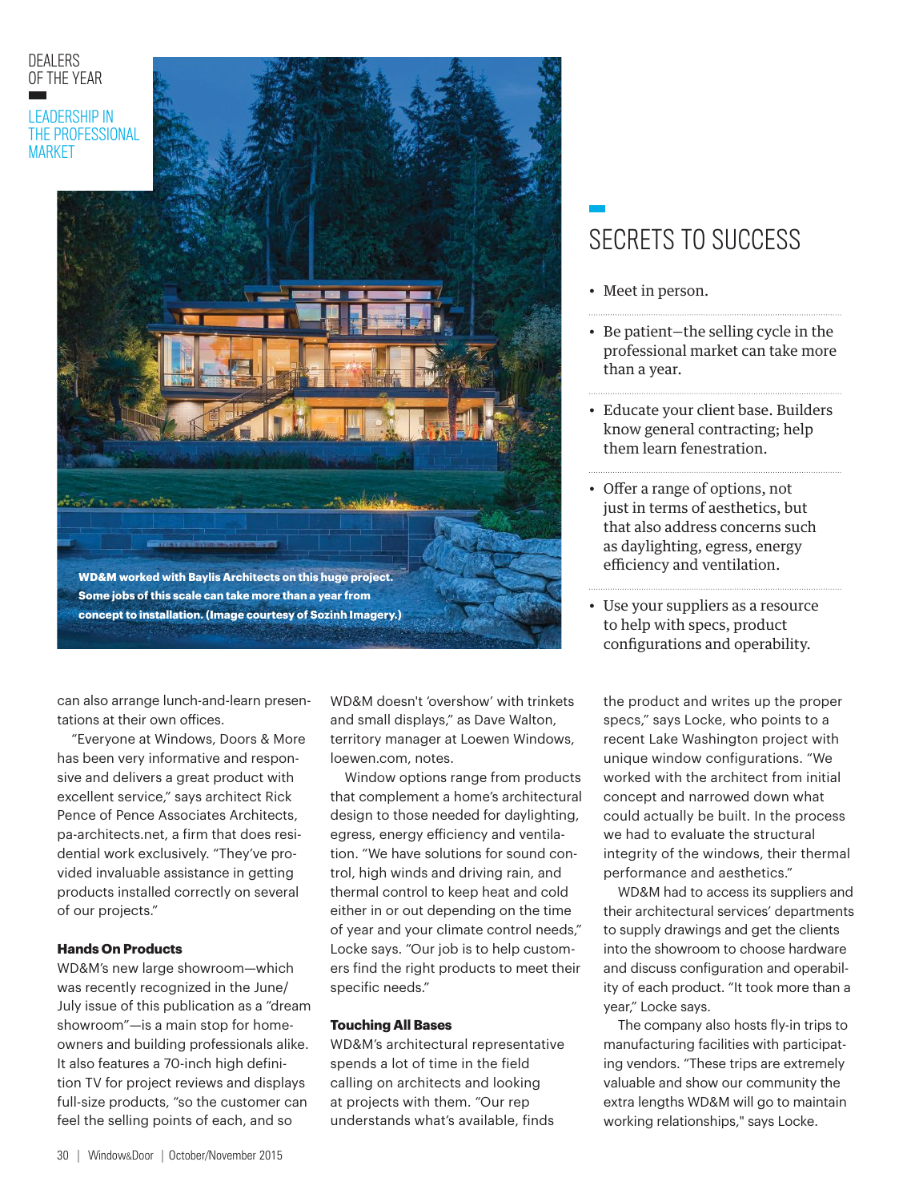DEALERS OF THE YEAR

LEADERSHIP IN THE PROFESSIONAL MARKET

**WD&M worked with Baylis Architects on this huge project. Some jobs of this scale can take more than a year from concept to installation. (Image courtesy of Sozinh Imagery.)**

## SECRETS TO SUCCESS

- Meet in person.
- Be patient—the selling cycle in the professional market can take more than a year.
- Educate your client base. Builders know general contracting; help them learn fenestration.
- Offer a range of options, not just in terms of aesthetics, but that also address concerns such as daylighting, egress, energy efficiency and ventilation.
- Use your suppliers as a resource to help with specs, product configurations and operability.

can also arrange lunch-and-learn presentations at their own offices.

"Everyone at Windows, Doors & More has been very informative and responsive and delivers a great product with excellent service," says architect Rick Pence of Pence Associates Architects, pa-architects.net, a firm that does residential work exclusively. "They've provided invaluable assistance in getting products installed correctly on several of our projects."

### Hands On Products

WD&M's new large showroom—which was recently recognized in the June/July issue of this publication as a "dream showroom"—is a main stop for homeowners and building professionals alike. It also features a 70-inch high definition TV for project reviews and displays full-size products, "so the customer can feel the selling points of each, and so WD&M doesn't 'overshow' with trinkets and small displays," as Dave Walton, territory manager at Loewen Windows, loewen.com, notes.

Window options range from products that complement a home's architectural design to those needed for daylighting, egress, energy efficiency and ventilation. "We have solutions for sound control, high winds and driving rain, and thermal control to keep heat and cold either in or out depending on the time of year and your climate control needs," Locke says. "Our job is to help customers find the right products to meet their specific needs."

### Touching All Bases

WD&M's architectural representative spends a lot of time in the field calling on architects and looking at projects with them. "Our rep understands what's available, finds the product and writes up the proper specs," says Locke, who points to a recent Lake Washington project with unique window configurations. "We worked with the architect from initial concept and narrowed down what could actually be built. In the process we had to evaluate the structural integrity of the windows, their thermal performance and aesthetics."

WD&M had to access its suppliers and their architectural services' departments to supply drawings and get the clients into the showroom to choose hardware and discuss configuration and operability of each product. "It took more than a year," Locke says.

The company also hosts fly-in trips to manufacturing facilities with participating vendors. "These trips are extremely valuable and show our community the extra lengths WD&M will go to maintain working relationships," says Locke.